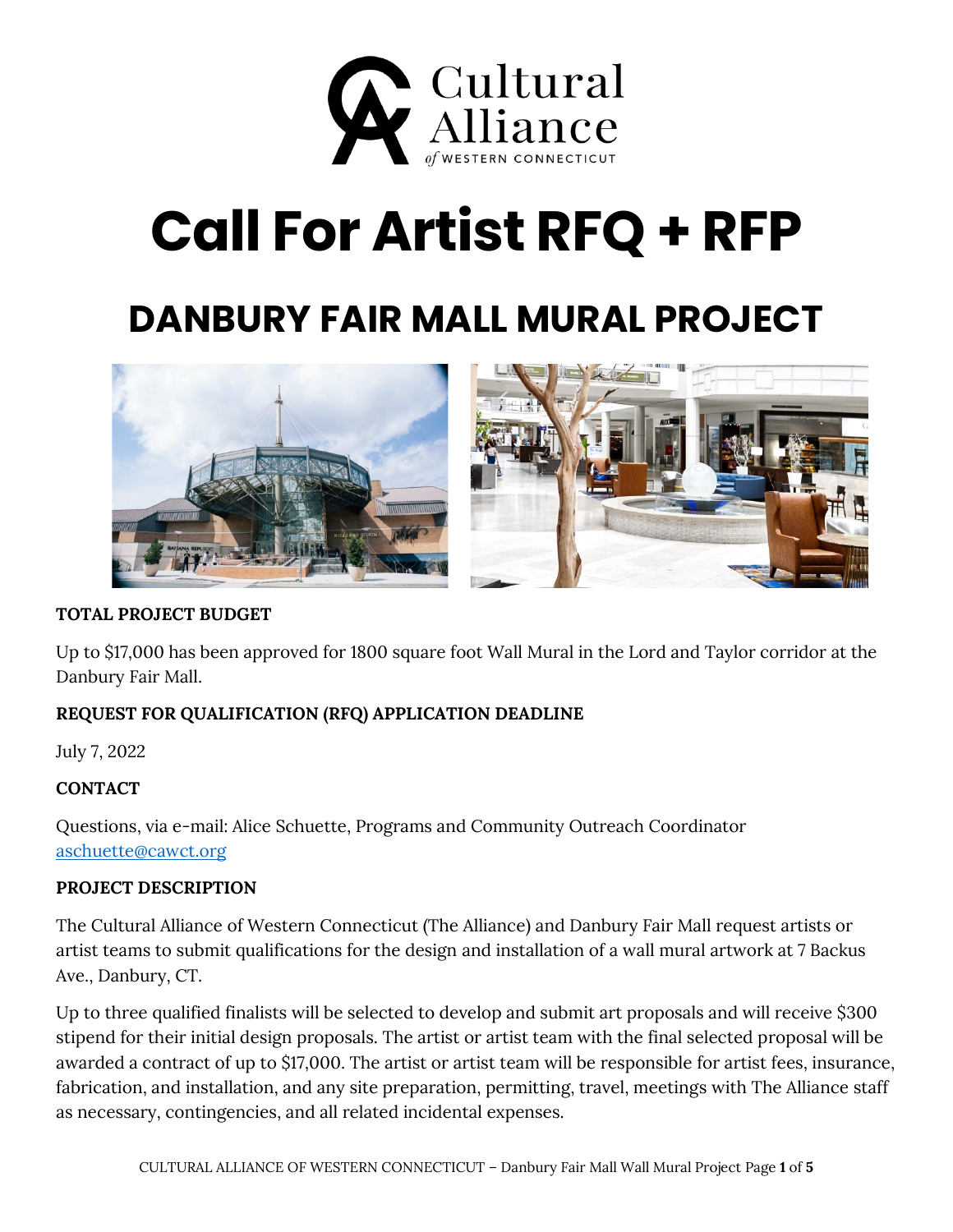Cultural Alliance of Western Connecticut

# Call For Artist RFQ + RFP

## DANBURY FAIR MALL MURAL PROJECT

**TOTAL PROJECT BUDGET**

Up to $17,000 has been approved for 1800 square foot Wall Mural in the Lord and Taylor corridor at the Danbury Fair Mall.

**REQUEST FOR QUALIFICATION (RFQ) APPLICATION DEADLINE**

July 7, 2022

**CONTACT**

Questions, via e-mail: Alice Schuette, Programs and Community Outreach Coordinator
[aschuette@cawct.org](mailto:aschuette@cawct.org)

**PROJECT DESCRIPTION**

The Cultural Alliance of Western Connecticut (The Alliance) and Danbury Fair Mall request artists or artist teams to submit qualifications for the design and installation of a wall mural artwork at 7 Backus Ave., Danbury, CT.

Up to three qualified finalists will be selected to develop and submit art proposals and will receive $300 stipend for their initial design proposals. The artist or artist team with the final selected proposal will be awarded a contract of up to $17,000. The artist or artist team will be responsible for artist fees, insurance, fabrication, and installation, and any site preparation, permitting, travel, meetings with The Alliance staff as necessary, contingencies, and all related incidental expenses.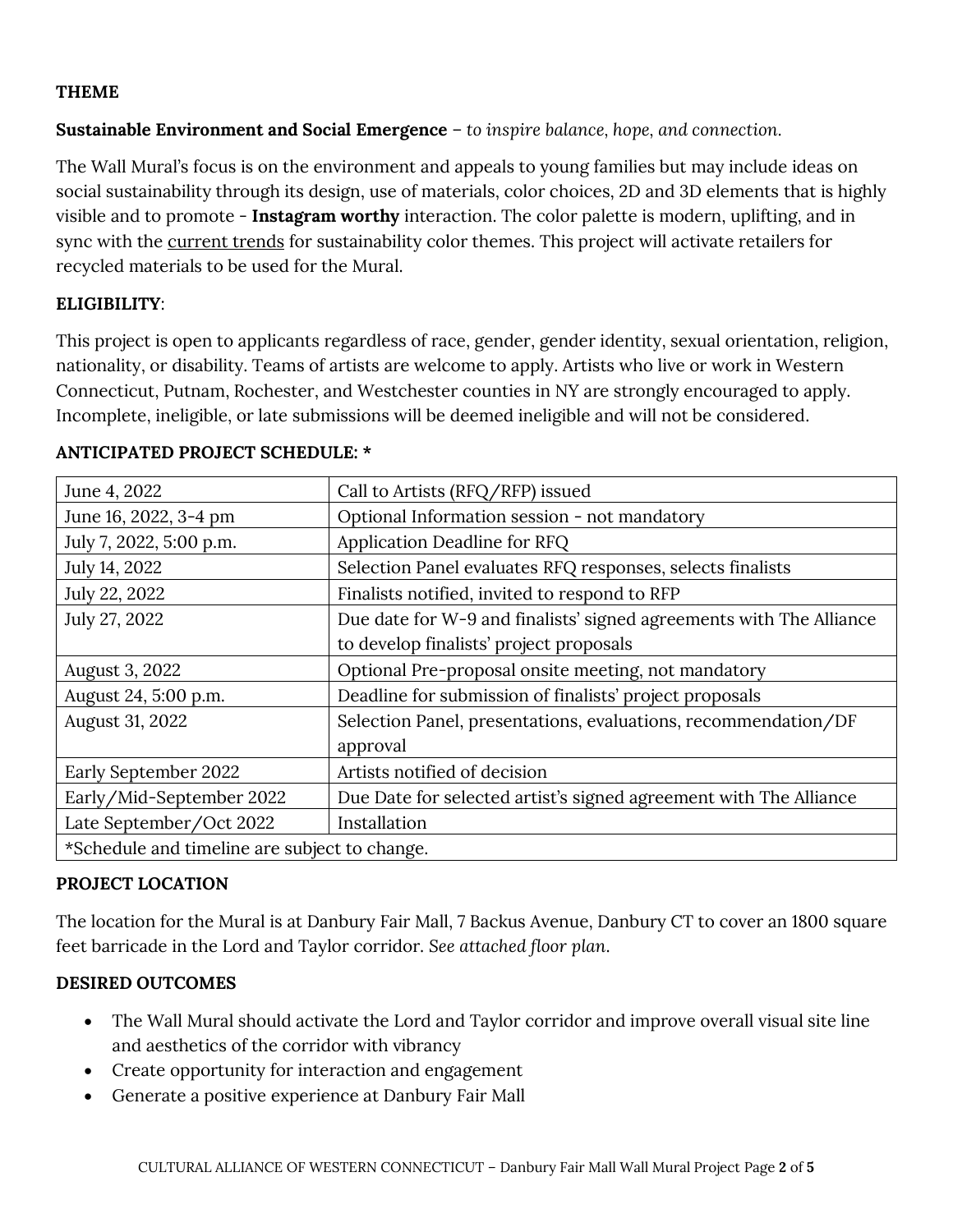**THEME**

**Sustainable Environment and Social Emergence** – *to inspire balance, hope, and connection.*

The Wall Mural's focus is on the environment and appeals to young families but may include ideas on social sustainability through its design, use of materials, color choices, 2D and 3D elements that is highly visible and to promote - **Instagram worthy** interaction. The color palette is modern, uplifting, and in sync with the current trends for sustainability color themes. This project will activate retailers for recycled materials to be used for the Mural.

**ELIGIBILITY**:

This project is open to applicants regardless of race, gender, gender identity, sexual orientation, religion, nationality, or disability. Teams of artists are welcome to apply. Artists who live or work in Western Connecticut, Putnam, Rochester, and Westchester counties in NY are strongly encouraged to apply. Incomplete, ineligible, or late submissions will be deemed ineligible and will not be considered.

**ANTICIPATED PROJECT SCHEDULE: ***

| | |
|---|---|
| June 4, 2022 | Call to Artists (RFQ/RFP) issued |
| June 16, 2022, 3-4 pm | Optional Information session - not mandatory |
| July 7, 2022, 5:00 p.m. | Application Deadline for RFQ |
| July 14, 2022 | Selection Panel evaluates RFQ responses, selects finalists |
| July 22, 2022 | Finalists notified, invited to respond to RFP |
| July 27, 2022 | Due date for W-9 and finalists' signed agreements with The Alliance to develop finalists' project proposals |
| August 3, 2022 | Optional Pre-proposal onsite meeting, not mandatory |
| August 24, 5:00 p.m. | Deadline for submission of finalists' project proposals |
| August 31, 2022 | Selection Panel, presentations, evaluations, recommendation/DF approval |
| Early September 2022 | Artists notified of decision |
| Early/Mid-September 2022 | Due Date for selected artist's signed agreement with The Alliance |
| Late September/Oct 2022 | Installation |
| *Schedule and timeline are subject to change. | |

**PROJECT LOCATION**

The location for the Mural is at Danbury Fair Mall, 7 Backus Avenue, Danbury CT to cover an 1800 square feet barricade in the Lord and Taylor corridor. *See attached floor plan.*

**DESIRED OUTCOMES**

- The Wall Mural should activate the Lord and Taylor corridor and improve overall visual site line and aesthetics of the corridor with vibrancy
- Create opportunity for interaction and engagement
- Generate a positive experience at Danbury Fair Mall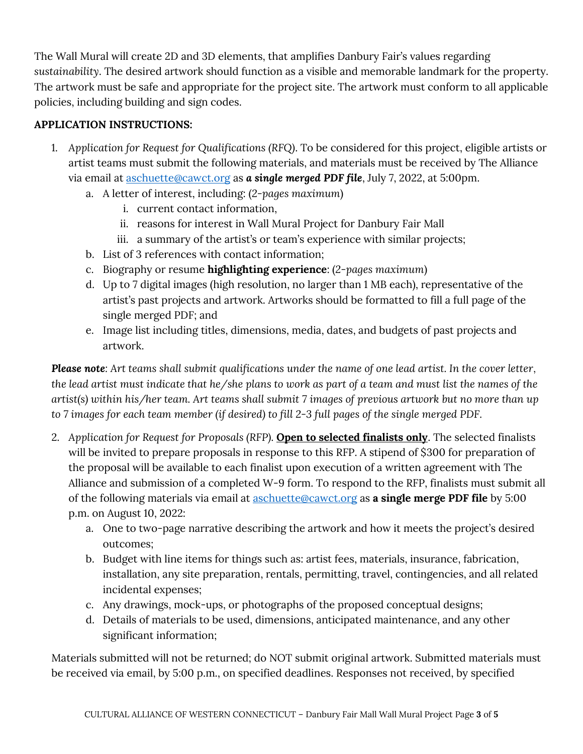The Wall Mural will create 2D and 3D elements, that amplifies Danbury Fair's values regarding *sustainability*. The desired artwork should function as a visible and memorable landmark for the property. The artwork must be safe and appropriate for the project site. The artwork must conform to all applicable policies, including building and sign codes.

**APPLICATION INSTRUCTIONS:**

1. *Application for Request for Qualifications (RFQ)*. To be considered for this project, eligible artists or artist teams must submit the following materials, and materials must be received by The Alliance via email at aschuette@cawct.org as ***a single merged PDF file***, July 7, 2022, at 5:00pm.
   a. A letter of interest, including: (*2-pages maximum*)
      i. current contact information,
      ii. reasons for interest in Wall Mural Project for Danbury Fair Mall
      iii. a summary of the artist's or team's experience with similar projects;
   b. List of 3 references with contact information;
   c. Biography or resume **highlighting experience**: (*2-pages maximum*)
   d. Up to 7 digital images (high resolution, no larger than 1 MB each), representative of the artist's past projects and artwork. Artworks should be formatted to fill a full page of the single merged PDF; and
   e. Image list including titles, dimensions, media, dates, and budgets of past projects and artwork.

***Please note***: *Art teams shall submit qualifications under the name of one lead artist. In the cover letter, the lead artist must indicate that he/she plans to work as part of a team and must list the names of the artist(s) within his/her team. Art teams shall submit 7 images of previous artwork but no more than up to 7 images for each team member (if desired) to fill 2-3 full pages of the single merged PDF.*

2. *Application for Request for Proposals (RFP)*. **Open to selected finalists only**. The selected finalists will be invited to prepare proposals in response to this RFP. A stipend of $300 for preparation of the proposal will be available to each finalist upon execution of a written agreement with The Alliance and submission of a completed W-9 form. To respond to the RFP, finalists must submit all of the following materials via email at aschuette@cawct.org as **a single merge PDF file** by 5:00 p.m. on August 10, 2022:
   a. One to two-page narrative describing the artwork and how it meets the project's desired outcomes;
   b. Budget with line items for things such as: artist fees, materials, insurance, fabrication, installation, any site preparation, rentals, permitting, travel, contingencies, and all related incidental expenses;
   c. Any drawings, mock-ups, or photographs of the proposed conceptual designs;
   d. Details of materials to be used, dimensions, anticipated maintenance, and any other significant information;

Materials submitted will not be returned; do NOT submit original artwork. Submitted materials must be received via email, by 5:00 p.m., on specified deadlines. Responses not received, by specified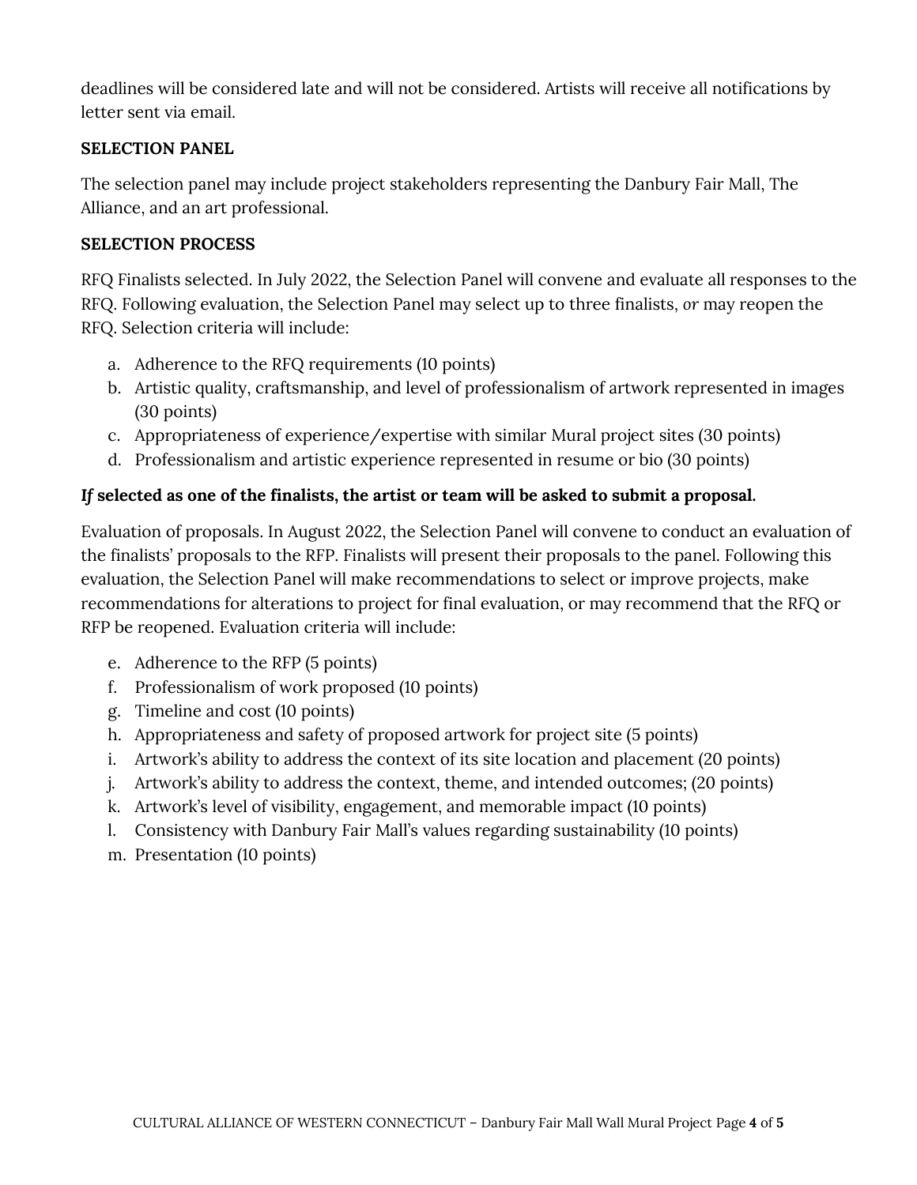deadlines will be considered late and will not be considered. Artists will receive all notifications by letter sent via email.

**SELECTION PANEL**

The selection panel may include project stakeholders representing the Danbury Fair Mall, The Alliance, and an art professional.

**SELECTION PROCESS**

RFQ Finalists selected. In July 2022, the Selection Panel will convene and evaluate all responses to the RFQ. Following evaluation, the Selection Panel may select up to three finalists, *or* may reopen the RFQ. Selection criteria will include:

a. Adherence to the RFQ requirements (10 points)
b. Artistic quality, craftsmanship, and level of professionalism of artwork represented in images (30 points)
c. Appropriateness of experience/expertise with similar Mural project sites (30 points)
d. Professionalism and artistic experience represented in resume or bio (30 points)

***If* selected as one of the finalists, the artist or team will be asked to submit a proposal.**

Evaluation of proposals. In August 2022, the Selection Panel will convene to conduct an evaluation of the finalists' proposals to the RFP. Finalists will present their proposals to the panel. Following this evaluation, the Selection Panel will make recommendations to select or improve projects, make recommendations for alterations to project for final evaluation, or may recommend that the RFQ or RFP be reopened. Evaluation criteria will include:

e. Adherence to the RFP (5 points)
f. Professionalism of work proposed (10 points)
g. Timeline and cost (10 points)
h. Appropriateness and safety of proposed artwork for project site (5 points)
i. Artwork's ability to address the context of its site location and placement (20 points)
j. Artwork's ability to address the context, theme, and intended outcomes; (20 points)
k. Artwork's level of visibility, engagement, and memorable impact (10 points)
l. Consistency with Danbury Fair Mall's values regarding sustainability (10 points)
m. Presentation (10 points)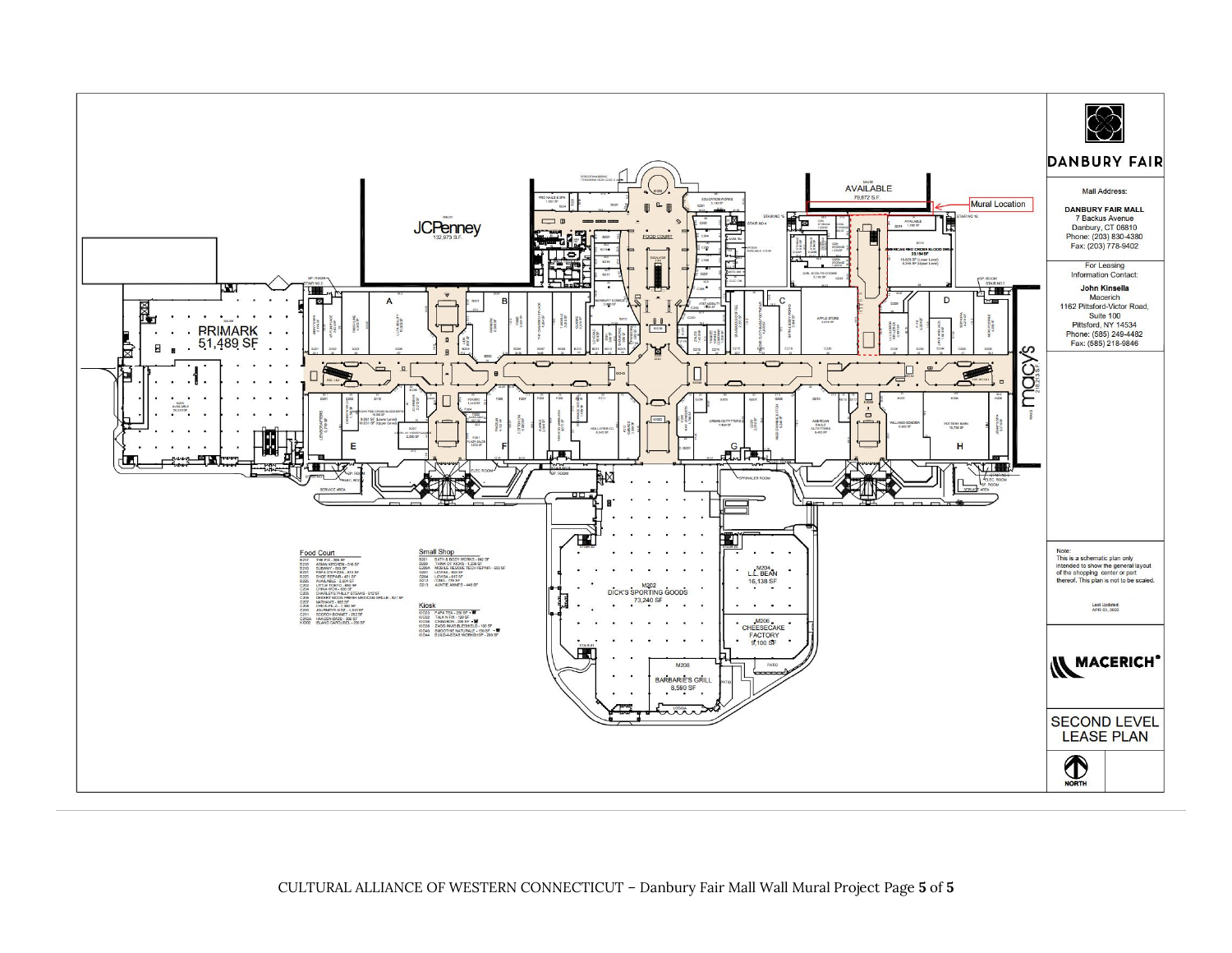DANBURY FAIR

Mall Address:

**DANBURY FAIR MALL**
7 Backus Avenue
Danbury, CT 06810
Phone: (203) 830-4380
Fax: (203) 778-9402

For Leasing Information Contact:

**John Kinsella**
Macerich
1162 Pittsford-Victor Road, Suite 100
Pittsford, NY 14534
Phone: (585) 249-4482
Fax: (585) 218-9846

Note:
This is a schematic plan only intended to show the general layout of the shopping center or part thereof. This plan is not to be scaled.

Last Updated:
APR 03, 2022

MACERICH

SECOND LEVEL LEASE PLAN

NORTH

Mural Location

AVAILABLE
79,872 S.F.

JCPenney
132,973 S.F.

PRIMARK
51,489 SF

macy's
218,213 S.F.

M202
DICK'S SPORTING GOODS
73,240 SF

M204
L.L. BEAN
16,138 SF

M206
CHEESECAKE FACTORY
9,100 SF

M208
BARBARIE'S GRILL
8,590 SF

APPLE STORE

URBAN OUTFITTERS

AMERICAN EAGLE OUTFITTERS

WILLIAMS SONOMA

POTTERY BARN

HOLLISTER CO.

FOOD COURT

Food Court

Small Shop

Kiosk